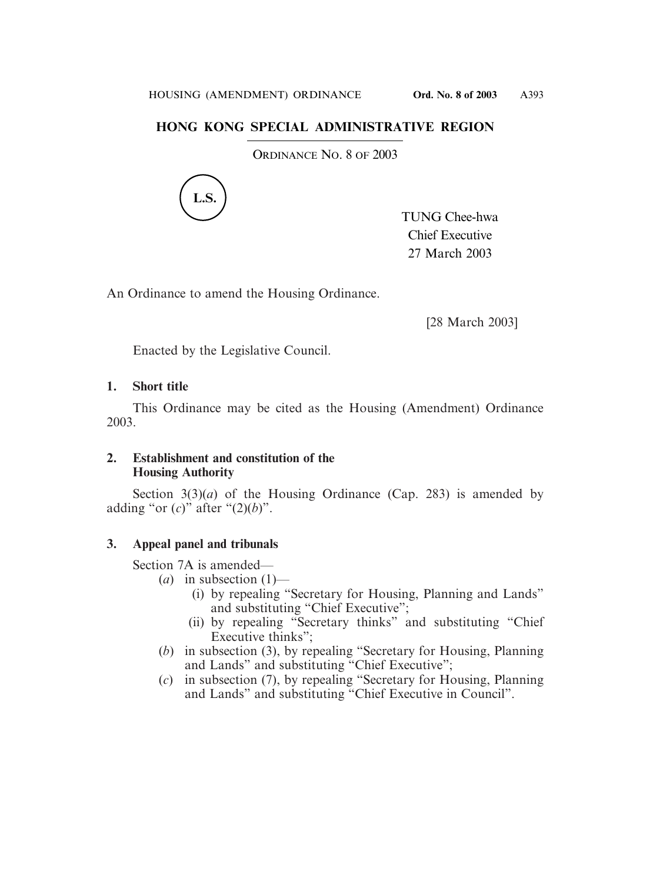# HONG KONG SPECIAL ADMINISTRATIVE REGION

ORDINANCE NO. 8 OF 2003

L.S.

TUNG Chee-hwa
Chief Executive
27 March 2003

An Ordinance to amend the Housing Ordinance.

[28 March 2003]

Enacted by the Legislative Council.

**1. Short title**

This Ordinance may be cited as the Housing (Amendment) Ordinance 2003.

**2. Establishment and constitution of the Housing Authority**

Section 3(3)(*a*) of the Housing Ordinance (Cap. 283) is amended by adding "or (*c*)" after "(2)(*b*)".

**3. Appeal panel and tribunals**

Section 7A is amended—

(*a*) in subsection (1)—

(i) by repealing "Secretary for Housing, Planning and Lands" and substituting "Chief Executive";

(ii) by repealing "Secretary thinks" and substituting "Chief Executive thinks";

(*b*) in subsection (3), by repealing "Secretary for Housing, Planning and Lands" and substituting "Chief Executive";

(*c*) in subsection (7), by repealing "Secretary for Housing, Planning and Lands" and substituting "Chief Executive in Council".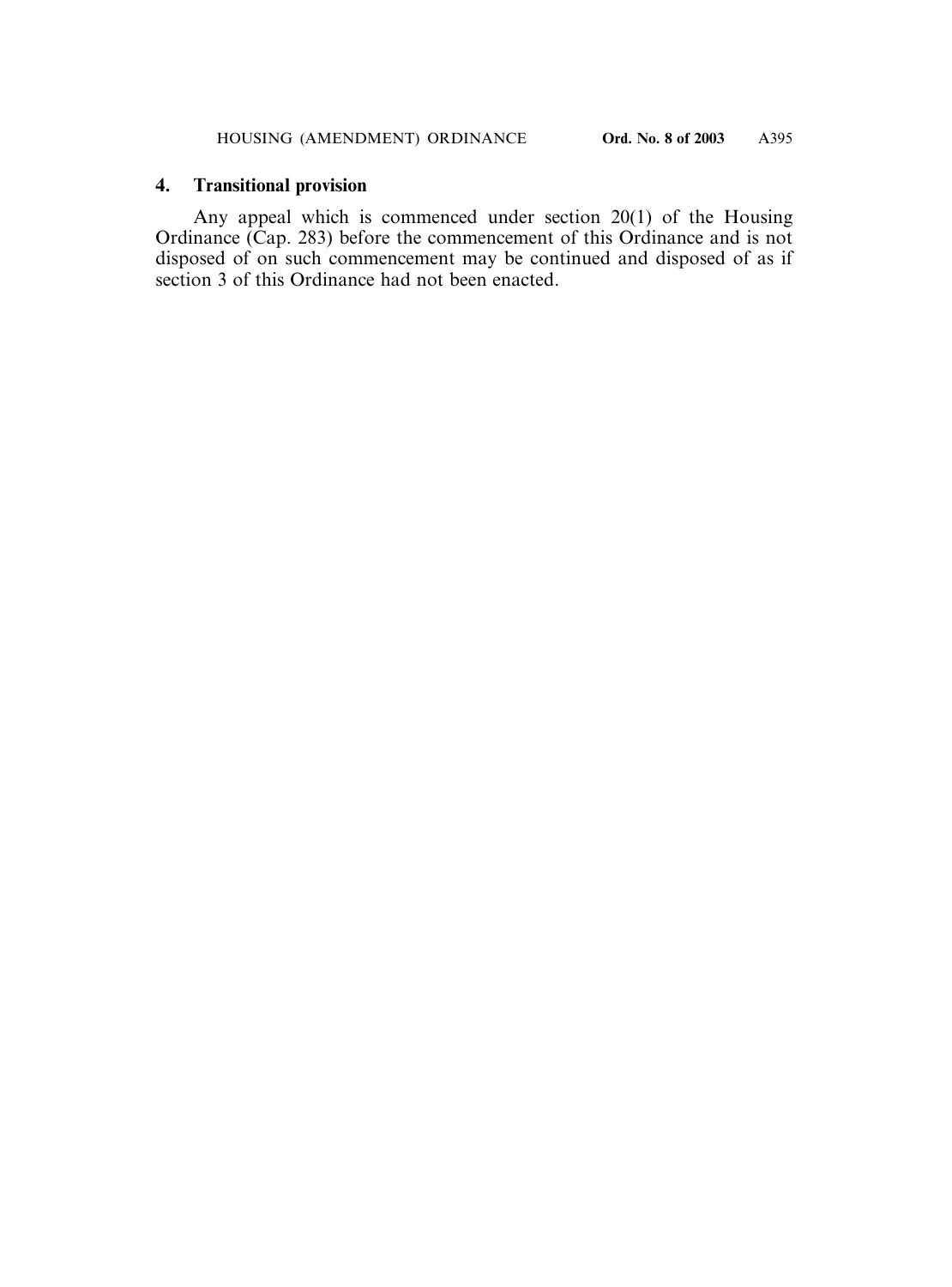## 4. Transitional provision

Any appeal which is commenced under section 20(1) of the Housing Ordinance (Cap. 283) before the commencement of this Ordinance and is not disposed of on such commencement may be continued and disposed of as if section 3 of this Ordinance had not been enacted.